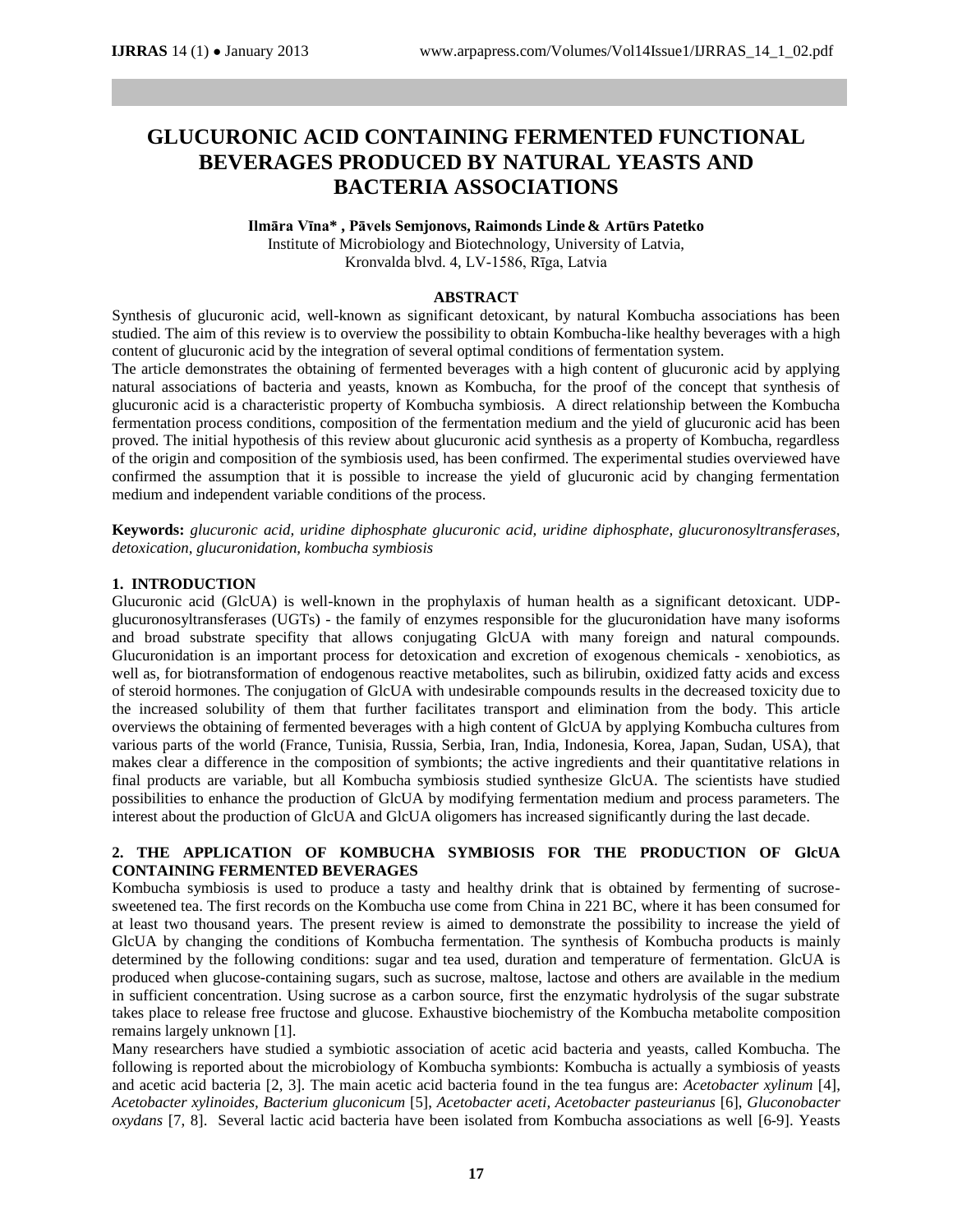# GLUCURONIC ACID CONTAINING FERMENTED FUNCTIONAL BEVERAGES PRODUCED BY NATURAL YEASTS AND BACTERIA ASSOCIATIONS

**Ilmāra Vīna\* , Pāvels Semjonovs, Raimonds Linde & Artūrs Patetko**

Institute of Microbiology and Biotechnology, University of Latvia,
Kronvalda blvd. 4, LV-1586, Rīga, Latvia

## ABSTRACT

Synthesis of glucuronic acid, well-known as significant detoxicant, by natural Kombucha associations has been studied. The aim of this review is to overview the possibility to obtain Kombucha-like healthy beverages with a high content of glucuronic acid by the integration of several optimal conditions of fermentation system.

The article demonstrates the obtaining of fermented beverages with a high content of glucuronic acid by applying natural associations of bacteria and yeasts, known as Kombucha, for the proof of the concept that synthesis of glucuronic acid is a characteristic property of Kombucha symbiosis. A direct relationship between the Kombucha fermentation process conditions, composition of the fermentation medium and the yield of glucuronic acid has been proved. The initial hypothesis of this review about glucuronic acid synthesis as a property of Kombucha, regardless of the origin and composition of the symbiosis used, has been confirmed. The experimental studies overviewed have confirmed the assumption that it is possible to increase the yield of glucuronic acid by changing fermentation medium and independent variable conditions of the process.

**Keywords:** *glucuronic acid, uridine diphosphate glucuronic acid, uridine diphosphate, glucuronosyltransferases, detoxication, glucuronidation, kombucha symbiosis*

## 1. INTRODUCTION

Glucuronic acid (GlcUA) is well-known in the prophylaxis of human health as a significant detoxicant. UDP-glucuronosyltransferases (UGTs) - the family of enzymes responsible for the glucuronidation have many isoforms and broad substrate specifity that allows conjugating GlcUA with many foreign and natural compounds. Glucuronidation is an important process for detoxication and excretion of exogenous chemicals - xenobiotics, as well as, for biotransformation of endogenous reactive metabolites, such as bilirubin, oxidized fatty acids and excess of steroid hormones. The conjugation of GlcUA with undesirable compounds results in the decreased toxicity due to the increased solubility of them that further facilitates transport and elimination from the body. This article overviews the obtaining of fermented beverages with a high content of GlcUA by applying Kombucha cultures from various parts of the world (France, Tunisia, Russia, Serbia, Iran, India, Indonesia, Korea, Japan, Sudan, USA), that makes clear a difference in the composition of symbionts; the active ingredients and their quantitative relations in final products are variable, but all Kombucha symbiosis studied synthesize GlcUA. The scientists have studied possibilities to enhance the production of GlcUA by modifying fermentation medium and process parameters. The interest about the production of GlcUA and GlcUA oligomers has increased significantly during the last decade.

## 2. THE APPLICATION OF KOMBUCHA SYMBIOSIS FOR THE PRODUCTION OF GlcUA CONTAINING FERMENTED BEVERAGES

Kombucha symbiosis is used to produce a tasty and healthy drink that is obtained by fermenting of sucrose-sweetened tea. The first records on the Kombucha use come from China in 221 BC, where it has been consumed for at least two thousand years. The present review is aimed to demonstrate the possibility to increase the yield of GlcUA by changing the conditions of Kombucha fermentation. The synthesis of Kombucha products is mainly determined by the following conditions: sugar and tea used, duration and temperature of fermentation. GlcUA is produced when glucose-containing sugars, such as sucrose, maltose, lactose and others are available in the medium in sufficient concentration. Using sucrose as a carbon source, first the enzymatic hydrolysis of the sugar substrate takes place to release free fructose and glucose. Exhaustive biochemistry of the Kombucha metabolite composition remains largely unknown [1].

Many researchers have studied a symbiotic association of acetic acid bacteria and yeasts, called Kombucha. The following is reported about the microbiology of Kombucha symbionts: Kombucha is actually a symbiosis of yeasts and acetic acid bacteria [2, 3]. The main acetic acid bacteria found in the tea fungus are: *Acetobacter xylinum* [4], *Acetobacter xylinoides, Bacterium gluconicum* [5], *Acetobacter aceti, Acetobacter pasteurianus* [6], *Gluconobacter oxydans* [7, 8]. Several lactic acid bacteria have been isolated from Kombucha associations as well [6-9]. Yeasts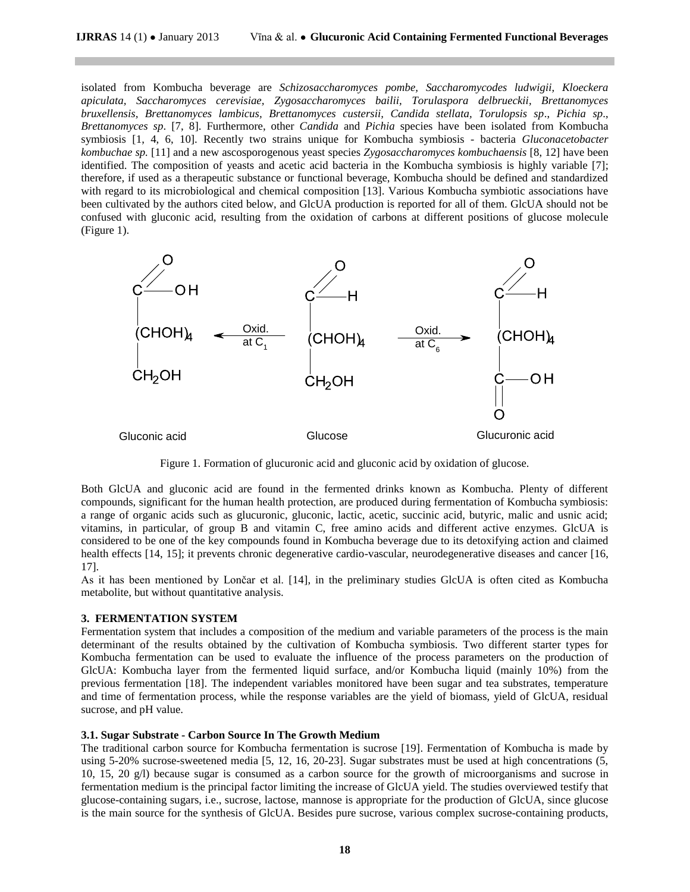isolated from Kombucha beverage are *Schizosaccharomyces pombe, Saccharomycodes ludwigii, Kloeckera apiculata, Saccharomyces cerevisiae, Zygosaccharomyces bailii, Torulaspora delbrueckii, Brettanomyces bruxellensis, Brettanomyces lambicus, Brettanomyces custersii, Candida stellata, Torulopsis sp*., *Pichia sp*., *Brettanomyces sp*. [7, 8]. Furthermore, other *Candida* and *Pichia* species have been isolated from Kombucha symbiosis [1, 4, 6, 10]. Recently two strains unique for Kombucha symbiosis - bacteria *Gluconacetobacter kombuchae sp.* [11] and a new ascosporogenous yeast species *Zygosaccharomyces kombuchaensis* [8, 12] have been identified. The composition of yeasts and acetic acid bacteria in the Kombucha symbiosis is highly variable [7]; therefore, if used as a therapeutic substance or functional beverage, Kombucha should be defined and standardized with regard to its microbiological and chemical composition [13]. Various Kombucha symbiotic associations have been cultivated by the authors cited below, and GlcUA production is reported for all of them. GlcUA should not be confused with gluconic acid, resulting from the oxidation of carbons at different positions of glucose molecule (Figure 1).

Figure 1. Formation of glucuronic acid and gluconic acid by oxidation of glucose.

Both GlcUA and gluconic acid are found in the fermented drinks known as Kombucha. Plenty of different compounds, significant for the human health protection, are produced during fermentation of Kombucha symbiosis: a range of organic acids such as glucuronic, gluconic, lactic, acetic, succinic acid, butyric, malic and usnic acid; vitamins, in particular, of group B and vitamin C, free amino acids and different active enzymes. GlcUA is considered to be one of the key compounds found in Kombucha beverage due to its detoxifying action and claimed health effects [14, 15]; it prevents chronic degenerative cardio-vascular, neurodegenerative diseases and cancer [16, 17].

As it has been mentioned by Lončar et al. [14], in the preliminary studies GlcUA is often cited as Kombucha metabolite, but without quantitative analysis.

## 3. FERMENTATION SYSTEM

Fermentation system that includes a composition of the medium and variable parameters of the process is the main determinant of the results obtained by the cultivation of Kombucha symbiosis. Two different starter types for Kombucha fermentation can be used to evaluate the influence of the process parameters on the production of GlcUA: Kombucha layer from the fermented liquid surface, and/or Kombucha liquid (mainly 10%) from the previous fermentation [18]. The independent variables monitored have been sugar and tea substrates, temperature and time of fermentation process, while the response variables are the yield of biomass, yield of GlcUA, residual sucrose, and pH value.

### 3.1. Sugar Substrate - Carbon Source In The Growth Medium

The traditional carbon source for Kombucha fermentation is sucrose [19]. Fermentation of Kombucha is made by using 5-20% sucrose-sweetened media [5, 12, 16, 20-23]. Sugar substrates must be used at high concentrations (5, 10, 15, 20 g/l) because sugar is consumed as a carbon source for the growth of microorganisms and sucrose in fermentation medium is the principal factor limiting the increase of GlcUA yield. The studies overviewed testify that glucose-containing sugars, i.e., sucrose, lactose, mannose is appropriate for the production of GlcUA, since glucose is the main source for the synthesis of GlcUA. Besides pure sucrose, various complex sucrose-containing products,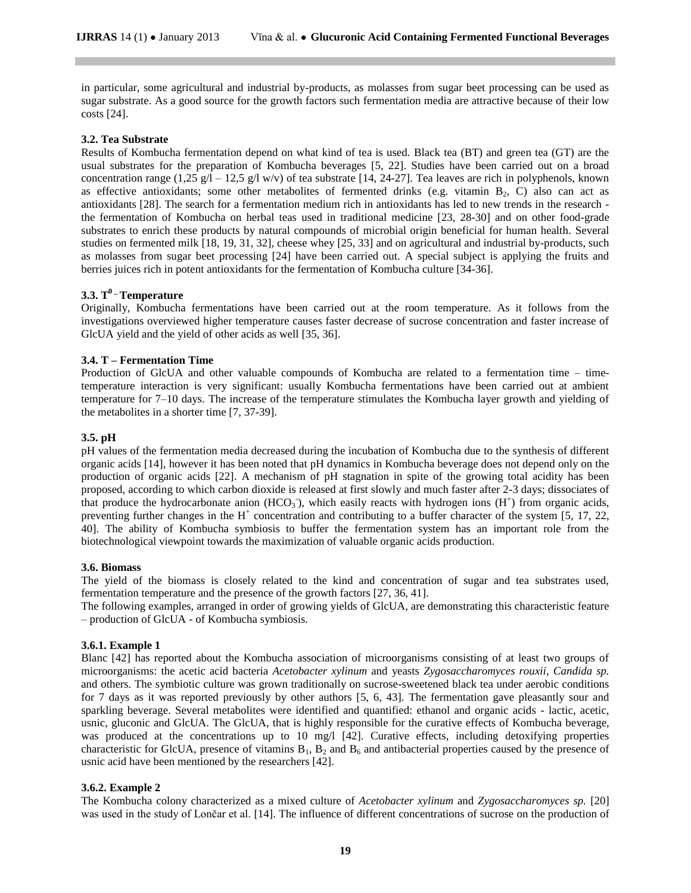in particular, some agricultural and industrial by-products, as molasses from sugar beet processing can be used as sugar substrate. As a good source for the growth factors such fermentation media are attractive because of their low costs [24].

### 3.2. Tea Substrate

Results of Kombucha fermentation depend on what kind of tea is used. Black tea (BT) and green tea (GT) are the usual substrates for the preparation of Kombucha beverages [5, 22]. Studies have been carried out on a broad concentration range (1,25 g/l – 12,5 g/l w/v) of tea substrate [14, 24-27]. Tea leaves are rich in polyphenols, known as effective antioxidants; some other metabolites of fermented drinks (e.g. vitamin $B_2$, C) also can act as antioxidants [28]. The search for a fermentation medium rich in antioxidants has led to new trends in the research - the fermentation of Kombucha on herbal teas used in traditional medicine [23, 28-30] and on other food-grade substrates to enrich these products by natural compounds of microbial origin beneficial for human health. Several studies on fermented milk [18, 19, 31, 32], cheese whey [25, 33] and on agricultural and industrial by-products, such as molasses from sugar beet processing [24] have been carried out. A special subject is applying the fruits and berries juices rich in potent antioxidants for the fermentation of Kombucha culture [34-36].

### 3.3. $T^0$ – Temperature

Originally, Kombucha fermentations have been carried out at the room temperature. As it follows from the investigations overviewed higher temperature causes faster decrease of sucrose concentration and faster increase of GlcUA yield and the yield of other acids as well [35, 36].

### 3.4. T – Fermentation Time

Production of GlcUA and other valuable compounds of Kombucha are related to a fermentation time – time-temperature interaction is very significant: usually Kombucha fermentations have been carried out at ambient temperature for 7–10 days. The increase of the temperature stimulates the Kombucha layer growth and yielding of the metabolites in a shorter time [7, 37-39].

### 3.5. pH

pH values of the fermentation media decreased during the incubation of Kombucha due to the synthesis of different organic acids [14], however it has been noted that pH dynamics in Kombucha beverage does not depend only on the production of organic acids [22]. A mechanism of pH stagnation in spite of the growing total acidity has been proposed, according to which carbon dioxide is released at first slowly and much faster after 2-3 days; dissociates of that produce the hydrocarbonate anion ($HCO_3^-$), which easily reacts with hydrogen ions ($H^+$) from organic acids, preventing further changes in the $H^+$ concentration and contributing to a buffer character of the system [5, 17, 22, 40]. The ability of Kombucha symbiosis to buffer the fermentation system has an important role from the biotechnological viewpoint towards the maximization of valuable organic acids production.

### 3.6. Biomass

The yield of the biomass is closely related to the kind and concentration of sugar and tea substrates used, fermentation temperature and the presence of the growth factors [27, 36, 41].

The following examples, arranged in order of growing yields of GlcUA, are demonstrating this characteristic feature – production of GlcUA - of Kombucha symbiosis.

#### 3.6.1. Example 1

Blanc [42] has reported about the Kombucha association of microorganisms consisting of at least two groups of microorganisms: the acetic acid bacteria *Acetobacter xylinum* and yeasts *Zygosaccharomyces rouxii*, *Candida sp.* and others. The symbiotic culture was grown traditionally on sucrose-sweetened black tea under aerobic conditions for 7 days as it was reported previously by other authors [5, 6, 43]. The fermentation gave pleasantly sour and sparkling beverage. Several metabolites were identified and quantified: ethanol and organic acids - lactic, acetic, usnic, gluconic and GlcUA. The GlcUA, that is highly responsible for the curative effects of Kombucha beverage, was produced at the concentrations up to 10 mg/l [42]. Curative effects, including detoxifying properties characteristic for GlcUA, presence of vitamins $B_1$, $B_2$ and $B_6$ and antibacterial properties caused by the presence of usnic acid have been mentioned by the researchers [42].

#### 3.6.2. Example 2

The Kombucha colony characterized as a mixed culture of *Acetobacter xylinum* and *Zygosaccharomyces sp.* [20] was used in the study of Lončar et al. [14]. The influence of different concentrations of sucrose on the production of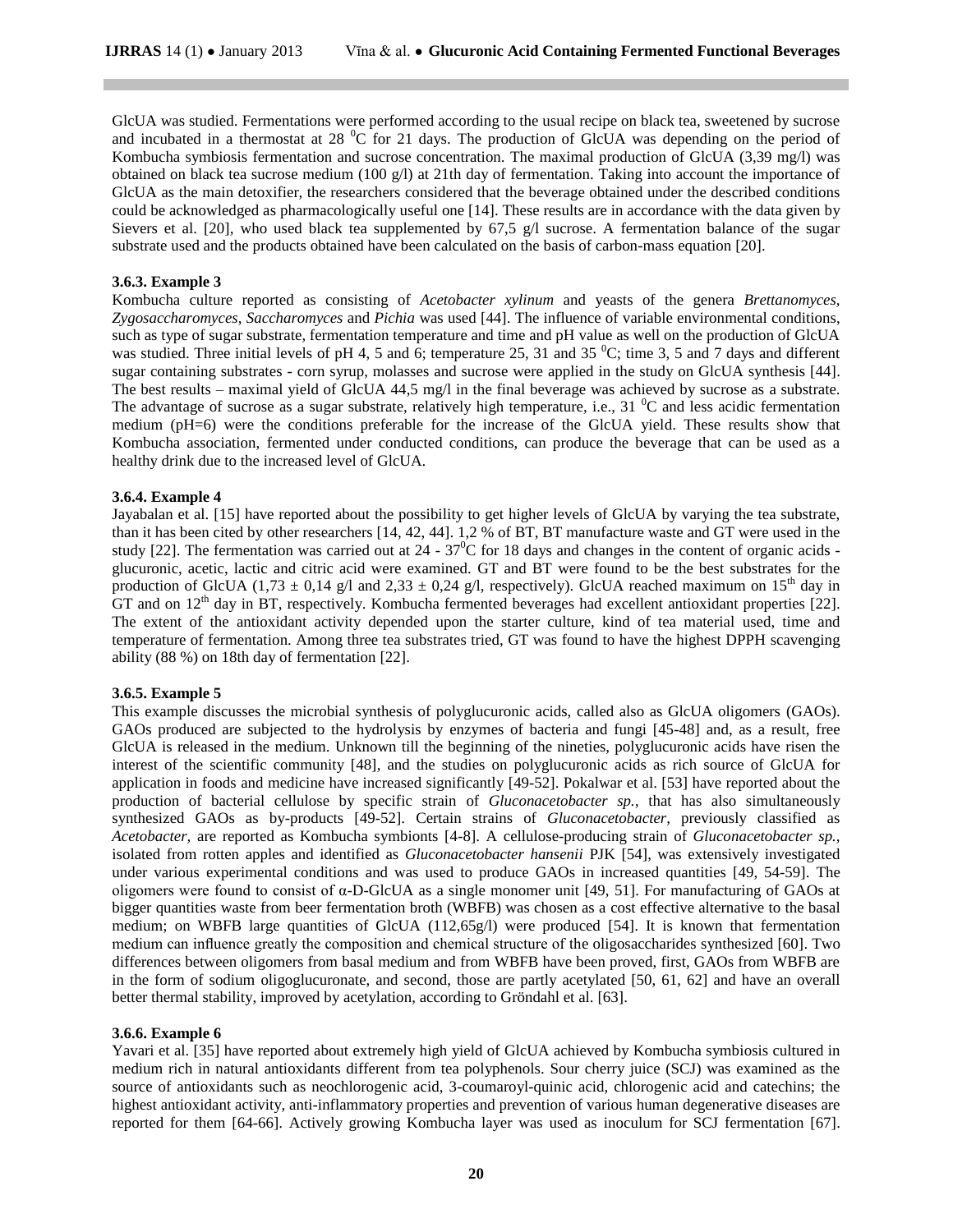GlcUA was studied. Fermentations were performed according to the usual recipe on black tea, sweetened by sucrose and incubated in a thermostat at 28 $^0$C for 21 days. The production of GlcUA was depending on the period of Kombucha symbiosis fermentation and sucrose concentration. The maximal production of GlcUA (3,39 mg/l) was obtained on black tea sucrose medium (100 g/l) at 21th day of fermentation. Taking into account the importance of GlcUA as the main detoxifier, the researchers considered that the beverage obtained under the described conditions could be acknowledged as pharmacologically useful one [14]. These results are in accordance with the data given by Sievers et al. [20], who used black tea supplemented by 67,5 g/l sucrose. A fermentation balance of the sugar substrate used and the products obtained have been calculated on the basis of carbon-mass equation [20].

**3.6.3. Example 3**

Kombucha culture reported as consisting of *Acetobacter xylinum* and yeasts of the genera *Brettanomyces*, *Zygosaccharomyces*, *Saccharomyces* and *Pichia* was used [44]. The influence of variable environmental conditions, such as type of sugar substrate, fermentation temperature and time and pH value as well on the production of GlcUA was studied. Three initial levels of pH 4, 5 and 6; temperature 25, 31 and 35 $^0$C; time 3, 5 and 7 days and different sugar containing substrates - corn syrup, molasses and sucrose were applied in the study on GlcUA synthesis [44]. The best results – maximal yield of GlcUA 44,5 mg/l in the final beverage was achieved by sucrose as a substrate. The advantage of sucrose as a sugar substrate, relatively high temperature, i.e., 31 $^0$C and less acidic fermentation medium (pH=6) were the conditions preferable for the increase of the GlcUA yield. These results show that Kombucha association, fermented under conducted conditions, can produce the beverage that can be used as a healthy drink due to the increased level of GlcUA.

**3.6.4. Example 4**

Jayabalan et al. [15] have reported about the possibility to get higher levels of GlcUA by varying the tea substrate, than it has been cited by other researchers [14, 42, 44]. 1,2 % of BT, BT manufacture waste and GT were used in the study [22]. The fermentation was carried out at 24 - 37$^0$C for 18 days and changes in the content of organic acids - glucuronic, acetic, lactic and citric acid were examined. GT and BT were found to be the best substrates for the production of GlcUA (1,73 ± 0,14 g/l and 2,33 ± 0,24 g/l, respectively). GlcUA reached maximum on 15$^{th}$ day in GT and on 12$^{th}$ day in BT, respectively. Kombucha fermented beverages had excellent antioxidant properties [22]. The extent of the antioxidant activity depended upon the starter culture, kind of tea material used, time and temperature of fermentation. Among three tea substrates tried, GT was found to have the highest DPPH scavenging ability (88 %) on 18th day of fermentation [22].

**3.6.5. Example 5**

This example discusses the microbial synthesis of polyglucuronic acids, called also as GlcUA oligomers (GAOs). GAOs produced are subjected to the hydrolysis by enzymes of bacteria and fungi [45-48] and, as a result, free GlcUA is released in the medium. Unknown till the beginning of the nineties, polyglucuronic acids have risen the interest of the scientific community [48], and the studies on polyglucuronic acids as rich source of GlcUA for application in foods and medicine have increased significantly [49-52]. Pokalwar et al. [53] have reported about the production of bacterial cellulose by specific strain of *Gluconacetobacter sp.*, that has also simultaneously synthesized GAOs as by-products [49-52]. Certain strains of *Gluconacetobacter*, previously classified as *Acetobacter*, are reported as Kombucha symbionts [4-8]. A cellulose-producing strain of *Gluconacetobacter sp.*, isolated from rotten apples and identified as *Gluconacetobacter hansenii* PJK [54], was extensively investigated under various experimental conditions and was used to produce GAOs in increased quantities [49, 54-59]. The oligomers were found to consist of α-D-GlcUA as a single monomer unit [49, 51]. For manufacturing of GAOs at bigger quantities waste from beer fermentation broth (WBFB) was chosen as a cost effective alternative to the basal medium; on WBFB large quantities of GlcUA (112,65g/l) were produced [54]. It is known that fermentation medium can influence greatly the composition and chemical structure of the oligosaccharides synthesized [60]. Two differences between oligomers from basal medium and from WBFB have been proved, first, GAOs from WBFB are in the form of sodium oligoglucuronate, and second, those are partly acetylated [50, 61, 62] and have an overall better thermal stability, improved by acetylation, according to Gröndahl et al. [63].

**3.6.6. Example 6**

Yavari et al. [35] have reported about extremely high yield of GlcUA achieved by Kombucha symbiosis cultured in medium rich in natural antioxidants different from tea polyphenols. Sour cherry juice (SCJ) was examined as the source of antioxidants such as neochlorogenic acid, 3-coumaroyl-quinic acid, chlorogenic acid and catechins; the highest antioxidant activity, anti-inflammatory properties and prevention of various human degenerative diseases are reported for them [64-66]. Actively growing Kombucha layer was used as inoculum for SCJ fermentation [67].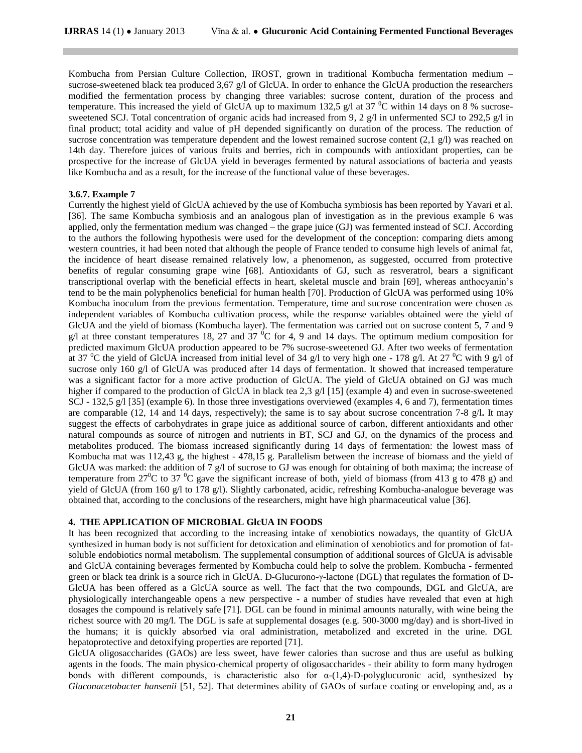Kombucha from Persian Culture Collection, IROST, grown in traditional Kombucha fermentation medium – sucrose-sweetened black tea produced 3,67 g/l of GlcUA. In order to enhance the GlcUA production the researchers modified the fermentation process by changing three variables: sucrose content, duration of the process and temperature. This increased the yield of GlcUA up to maximum 132,5 g/l at 37 $^0$C within 14 days on 8 % sucrose-sweetened SCJ. Total concentration of organic acids had increased from 9, 2 g/l in unfermented SCJ to 292,5 g/l in final product; total acidity and value of pH depended significantly on duration of the process. The reduction of sucrose concentration was temperature dependent and the lowest remained sucrose content (2,1 g/l) was reached on 14th day. Therefore juices of various fruits and berries, rich in compounds with antioxidant properties, can be prospective for the increase of GlcUA yield in beverages fermented by natural associations of bacteria and yeasts like Kombucha and as a result, for the increase of the functional value of these beverages.

#### 3.6.7. Example 7

Currently the highest yield of GlcUA achieved by the use of Kombucha symbiosis has been reported by Yavari et al. [36]. The same Kombucha symbiosis and an analogous plan of investigation as in the previous example 6 was applied, only the fermentation medium was changed – the grape juice (GJ) was fermented instead of SCJ. According to the authors the following hypothesis were used for the development of the conception: comparing diets among western countries, it had been noted that although the people of France tended to consume high levels of animal fat, the incidence of heart disease remained relatively low, a phenomenon, as suggested, occurred from protective benefits of regular consuming grape wine [68]. Antioxidants of GJ, such as resveratrol, bears a significant transcriptional overlap with the beneficial effects in heart, skeletal muscle and brain [69], whereas anthocyanin's tend to be the main polyphenolics beneficial for human health [70]. Production of GlcUA was performed using 10% Kombucha inoculum from the previous fermentation. Temperature, time and sucrose concentration were chosen as independent variables of Kombucha cultivation process, while the response variables obtained were the yield of GlcUA and the yield of biomass (Kombucha layer). The fermentation was carried out on sucrose content 5, 7 and 9 g/l at three constant temperatures 18, 27 and 37 $^0$C for 4, 9 and 14 days. The optimum medium composition for predicted maximum GlcUA production appeared to be 7% sucrose-sweetened GJ. After two weeks of fermentation at 37 $^0$C the yield of GlcUA increased from initial level of 34 g/l to very high one - 178 g/l. At 27 $^0$C with 9 g/l of sucrose only 160 g/l of GlcUA was produced after 14 days of fermentation. It showed that increased temperature was a significant factor for a more active production of GlcUA. The yield of GlcUA obtained on GJ was much higher if compared to the production of GlcUA in black tea 2,3 g/l [15] (example 4) and even in sucrose-sweetened SCJ - 132,5 g/l [35] (example 6). In those three investigations overviewed (examples 4, 6 and 7), fermentation times are comparable (12, 14 and 14 days, respectively); the same is to say about sucrose concentration 7-8 g/l**.** It may suggest the effects of carbohydrates in grape juice as additional source of carbon, different antioxidants and other natural compounds as source of nitrogen and nutrients in BT, SCJ and GJ, on the dynamics of the process and metabolites produced. The biomass increased significantly during 14 days of fermentation: the lowest mass of Kombucha mat was 112,43 g, the highest - 478,15 g. Parallelism between the increase of biomass and the yield of GlcUA was marked: the addition of 7 g/l of sucrose to GJ was enough for obtaining of both maxima; the increase of temperature from 27$^0$C to 37 $^0$C gave the significant increase of both, yield of biomass (from 413 g to 478 g) and yield of GlcUA (from 160 g/l to 178 g/l). Slightly carbonated, acidic, refreshing Kombucha-analogue beverage was obtained that, according to the conclusions of the researchers, might have high pharmaceutical value [36].

## 4. THE APPLICATION OF MICROBIAL GlcUA IN FOODS

It has been recognized that according to the increasing intake of xenobiotics nowadays, the quantity of GlcUA synthesized in human body is not sufficient for detoxication and elimination of xenobiotics and for promotion of fat-soluble endobiotics normal metabolism. The supplemental consumption of additional sources of GlcUA is advisable and GlcUA containing beverages fermented by Kombucha could help to solve the problem. Kombucha - fermented green or black tea drink is a source rich in GlcUA. D-Glucurono-γ-lactone (DGL) that regulates the formation of D-GlcUA has been offered as a GlcUA source as well. The fact that the two compounds, DGL and GlcUA, are physiologically interchangeable opens a new perspective - a number of studies have revealed that even at high dosages the compound is relatively safe [71]. DGL can be found in minimal amounts naturally, with wine being the richest source with 20 mg/l. The DGL is safe at supplemental dosages (e.g. 500-3000 mg/day) and is short-lived in the humans; it is quickly absorbed via oral administration, metabolized and excreted in the urine. DGL hepatoprotective and detoxifying properties are reported [71].

GlcUA oligosaccharides (GAOs) are less sweet, have fewer calories than sucrose and thus are useful as bulking agents in the foods. The main physico-chemical property of oligosaccharides - their ability to form many hydrogen bonds with different compounds, is characteristic also for α-(1,4)-D-polyglucuronic acid, synthesized by *Gluconacetobacter hansenii* [51, 52]. That determines ability of GAOs of surface coating or enveloping and, as a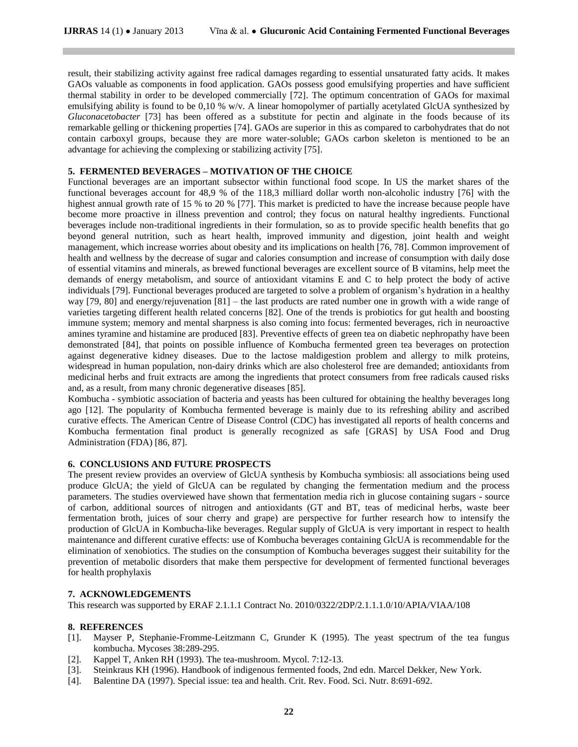result, their stabilizing activity against free radical damages regarding to essential unsaturated fatty acids. It makes GAOs valuable as components in food application. GAOs possess good emulsifying properties and have sufficient thermal stability in order to be developed commercially [72]. The optimum concentration of GAOs for maximal emulsifying ability is found to be 0,10 % w/v. A linear homopolymer of partially acetylated GlcUA synthesized by *Gluconacetobacter* [73] has been offered as a substitute for pectin and alginate in the foods because of its remarkable gelling or thickening properties [74]. GAOs are superior in this as compared to carbohydrates that do not contain carboxyl groups, because they are more water-soluble; GAOs carbon skeleton is mentioned to be an advantage for achieving the complexing or stabilizing activity [75].

## 5. FERMENTED BEVERAGES – MOTIVATION OF THE CHOICE

Functional beverages are an important subsector within functional food scope. In US the market shares of the functional beverages account for 48,9 % of the 118,3 milliard dollar worth non-alcoholic industry [76] with the highest annual growth rate of 15 % to 20 % [77]. This market is predicted to have the increase because people have become more proactive in illness prevention and control; they focus on natural healthy ingredients. Functional beverages include non-traditional ingredients in their formulation, so as to provide specific health benefits that go beyond general nutrition, such as heart health, improved immunity and digestion, joint health and weight management, which increase worries about obesity and its implications on health [76, 78]. Common improvement of health and wellness by the decrease of sugar and calories consumption and increase of consumption with daily dose of essential vitamins and minerals, as brewed functional beverages are excellent source of B vitamins, help meet the demands of energy metabolism, and source of antioxidant vitamins E and C to help protect the body of active individuals [79]. Functional beverages produced are targeted to solve a problem of organism's hydration in a healthy way [79, 80] and energy/rejuvenation [81] – the last products are rated number one in growth with a wide range of varieties targeting different health related concerns [82]. One of the trends is probiotics for gut health and boosting immune system; memory and mental sharpness is also coming into focus: fermented beverages, rich in neuroactive amines tyramine and histamine are produced [83]. Preventive effects of green tea on diabetic nephropathy have been demonstrated [84], that points on possible influence of Kombucha fermented green tea beverages on protection against degenerative kidney diseases. Due to the lactose maldigestion problem and allergy to milk proteins, widespread in human population, non-dairy drinks which are also cholesterol free are demanded; antioxidants from medicinal herbs and fruit extracts are among the ingredients that protect consumers from free radicals caused risks and, as a result, from many chronic degenerative diseases [85].

Kombucha - symbiotic association of bacteria and yeasts has been cultured for obtaining the healthy beverages long ago [12]. The popularity of Kombucha fermented beverage is mainly due to its refreshing ability and ascribed curative effects. The American Centre of Disease Control (CDC) has investigated all reports of health concerns and Kombucha fermentation final product is generally recognized as safe [GRAS] by USA Food and Drug Administration (FDA) [86, 87].

## 6. CONCLUSIONS AND FUTURE PROSPECTS

The present review provides an overview of GlcUA synthesis by Kombucha symbiosis: all associations being used produce GlcUA; the yield of GlcUA can be regulated by changing the fermentation medium and the process parameters. The studies overviewed have shown that fermentation media rich in glucose containing sugars - source of carbon, additional sources of nitrogen and antioxidants (GT and BT, teas of medicinal herbs, waste beer fermentation broth, juices of sour cherry and grape) are perspective for further research how to intensify the production of GlcUA in Kombucha-like beverages. Regular supply of GlcUA is very important in respect to health maintenance and different curative effects: use of Kombucha beverages containing GlcUA is recommendable for the elimination of xenobiotics. The studies on the consumption of Kombucha beverages suggest their suitability for the prevention of metabolic disorders that make them perspective for development of fermented functional beverages for health prophylaxis

## 7. ACKNOWLEDGEMENTS

This research was supported by ERAF 2.1.1.1 Contract No. 2010/0322/2DP/2.1.1.1.0/10/APIA/VIAA/108

## 8. REFERENCES

[1]. Mayser P, Stephanie-Fromme-Leitzmann C, Grunder K (1995). The yeast spectrum of the tea fungus kombucha. Mycoses 38:289-295.

[2]. Kappel T, Anken RH (1993). The tea-mushroom. Mycol. 7:12-13.

[3]. Steinkraus KH (1996). Handbook of indigenous fermented foods, 2nd edn. Marcel Dekker, New York.

[4]. Balentine DA (1997). Special issue: tea and health. Crit. Rev. Food. Sci. Nutr. 8:691-692.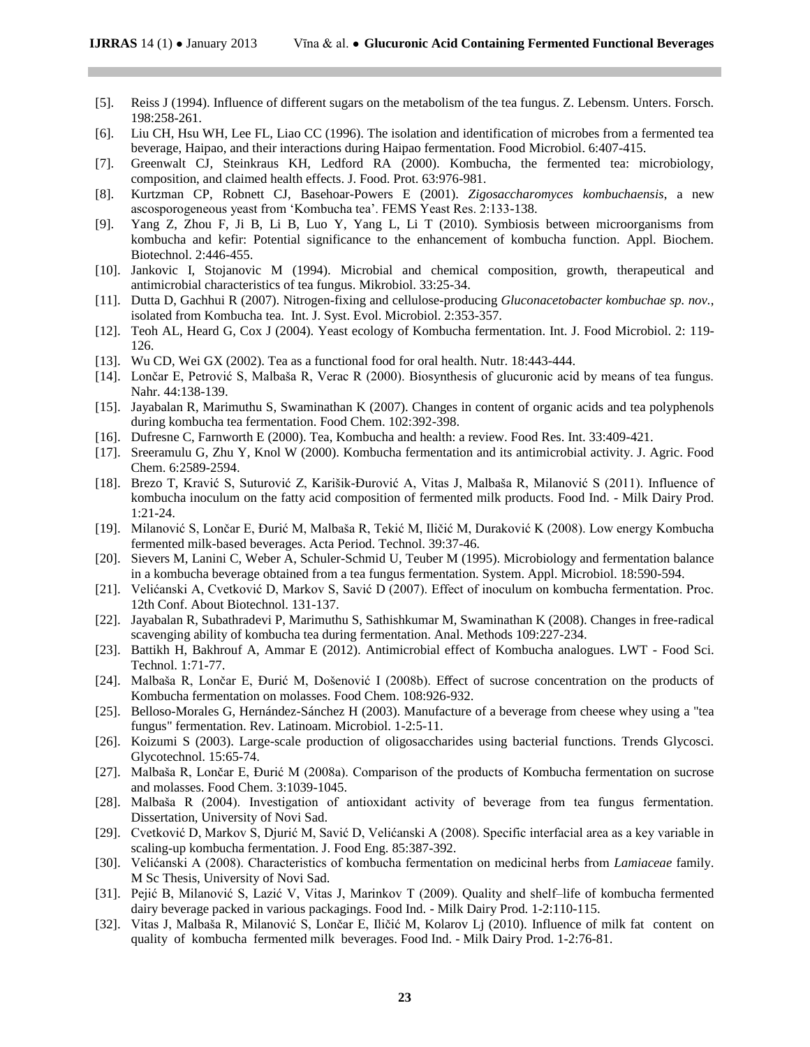[5]. Reiss J (1994). Influence of different sugars on the metabolism of the tea fungus. Z. Lebensm. Unters. Forsch. 198:258-261.

[6]. Liu CH, Hsu WH, Lee FL, Liao CC (1996). The isolation and identification of microbes from a fermented tea beverage, Haipao, and their interactions during Haipao fermentation. Food Microbiol. 6:407-415.

[7]. Greenwalt CJ, Steinkraus KH, Ledford RA (2000). Kombucha, the fermented tea: microbiology, composition, and claimed health effects. J. Food. Prot. 63:976-981.

[8]. Kurtzman CP, Robnett CJ, Basehoar-Powers E (2001). *Zigosaccharomyces kombuchaensis*, a new ascosporogeneous yeast from 'Kombucha tea'. FEMS Yeast Res. 2:133-138.

[9]. Yang Z, Zhou F, Ji B, Li B, Luo Y, Yang L, Li T (2010). Symbiosis between microorganisms from kombucha and kefir: Potential significance to the enhancement of kombucha function. Appl. Biochem. Biotechnol. 2:446-455.

[10]. Jankovic I, Stojanovic M (1994). Microbial and chemical composition, growth, therapeutical and antimicrobial characteristics of tea fungus. Mikrobiol. 33:25-34.

[11]. Dutta D, Gachhui R (2007). Nitrogen-fixing and cellulose-producing *Gluconacetobacter kombuchae sp. nov.*, isolated from Kombucha tea. Int. J. Syst. Evol. Microbiol. 2:353-357.

[12]. Teoh AL, Heard G, Cox J (2004). Yeast ecology of Kombucha fermentation. Int. J. Food Microbiol. 2: 119-126.

[13]. Wu CD, Wei GX (2002). Tea as a functional food for oral health. Nutr. 18:443-444.

[14]. Lončar E, Petrović S, Malbaša R, Verac R (2000). Biosynthesis of glucuronic acid by means of tea fungus. Nahr. 44:138-139.

[15]. Jayabalan R, Marimuthu S, Swaminathan K (2007). Changes in content of organic acids and tea polyphenols during kombucha tea fermentation. Food Chem. 102:392-398.

[16]. Dufresne C, Farnworth E (2000). Tea, Kombucha and health: a review. Food Res. Int. 33:409-421.

[17]. Sreeramulu G, Zhu Y, Knol W (2000). Kombucha fermentation and its antimicrobial activity. J. Agric. Food Chem. 6:2589-2594.

[18]. Brezo T, Kravić S, Suturović Z, Karišik-Đurović A, Vitas J, Malbaša R, Milanović S (2011). Influence of kombucha inoculum on the fatty acid composition of fermented milk products. Food Ind. - Milk Dairy Prod. 1:21-24.

[19]. Milanović S, Lončar E, Đurić M, Malbaša R, Tekić M, Iličić M, Duraković K (2008). Low energy Kombucha fermented milk-based beverages. Acta Period. Technol. 39:37-46.

[20]. Sievers M, Lanini C, Weber A, Schuler-Schmid U, Teuber M (1995). Microbiology and fermentation balance in a kombucha beverage obtained from a tea fungus fermentation. System. Appl. Microbiol. 18:590-594.

[21]. Velićanski A, Cvetković D, Markov S, Savić D (2007). Effect of inoculum on kombucha fermentation. Proc. 12th Conf. About Biotechnol. 131-137.

[22]. Jayabalan R, Subathradevi P, Marimuthu S, Sathishkumar M, Swaminathan K (2008). Changes in free-radical scavenging ability of kombucha tea during fermentation. Anal. Methods 109:227-234.

[23]. Battikh H, Bakhrouf A, Ammar E (2012). Antimicrobial effect of Kombucha analogues. LWT - Food Sci. Technol. 1:71-77.

[24]. Malbaša R, Lončar E, Đurić M, Došenović I (2008b). Effect of sucrose concentration on the products of Kombucha fermentation on molasses. Food Chem. 108:926-932.

[25]. Belloso-Morales G, Hernández-Sánchez H (2003). Manufacture of a beverage from cheese whey using a "tea fungus" fermentation. Rev. Latinoam. Microbiol. 1-2:5-11.

[26]. Koizumi S (2003). Large-scale production of oligosaccharides using bacterial functions. Trends Glycosci. Glycotechnol. 15:65-74.

[27]. Malbaša R, Lončar E, Đurić M (2008a). Comparison of the products of Kombucha fermentation on sucrose and molasses. Food Chem. 3:1039-1045.

[28]. Malbaša R (2004). Investigation of antioxidant activity of beverage from tea fungus fermentation. Dissertation, University of Novi Sad.

[29]. Cvetković D, Markov S, Djurić M, Savić D, Velićanski A (2008). Specific interfacial area as a key variable in scaling-up kombucha fermentation. J. Food Eng. 85:387-392.

[30]. Velićanski A (2008). Characteristics of kombucha fermentation on medicinal herbs from *Lamiaceae* family. M Sc Thesis, University of Novi Sad.

[31]. Pejić B, Milanović S, Lazić V, Vitas J, Marinkov T (2009). Quality and shelf–life of kombucha fermented dairy beverage packed in various packagings. Food Ind. - Milk Dairy Prod. 1-2:110-115.

[32]. Vitas J, Malbaša R, Milanović S, Lončar E, Iličić M, Kolarov Lj (2010). Influence of milk fat content on quality of kombucha fermented milk beverages. Food Ind. - Milk Dairy Prod. 1-2:76-81.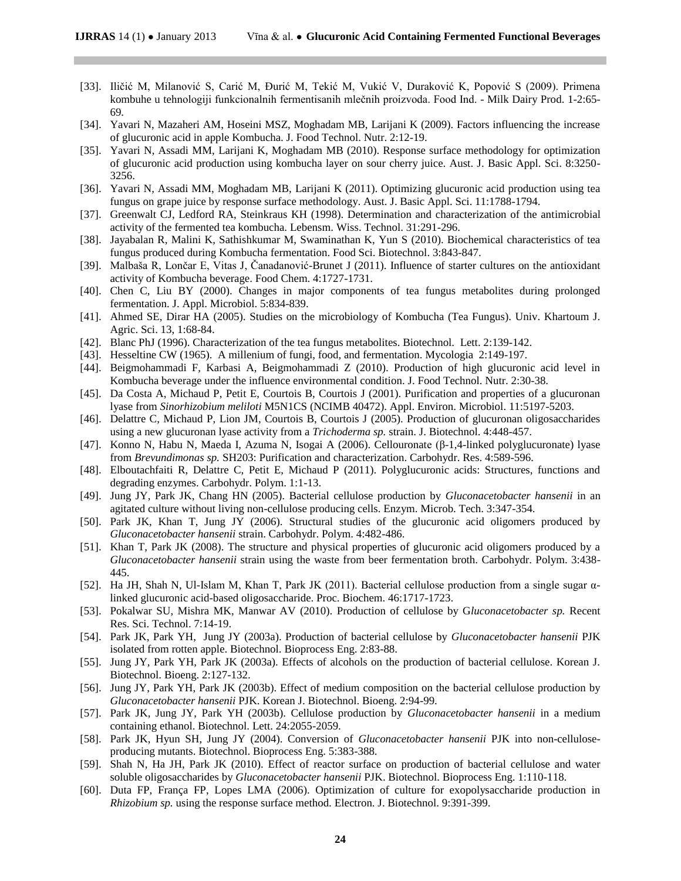[33]. Iličić M, Milanović S, Carić M, Đurić M, Tekić M, Vukić V, Duraković K, Popović S (2009). Primena kombuhe u tehnologiji funkcionalnih fermentisanih mlečnih proizvoda. Food Ind. - Milk Dairy Prod. 1-2:65-69.

[34]. Yavari N, Mazaheri AM, Hoseini MSZ, Moghadam MB, Larijani K (2009). Factors influencing the increase of glucuronic acid in apple Kombucha. J. Food Technol. Nutr. 2:12-19.

[35]. Yavari N, Assadi MM, Larijani K, Moghadam MB (2010). Response surface methodology for optimization of glucuronic acid production using kombucha layer on sour cherry juice. Aust. J. Basic Appl. Sci. 8:3250-3256.

[36]. Yavari N, Assadi MM, Moghadam MB, Larijani K (2011). Optimizing glucuronic acid production using tea fungus on grape juice by response surface methodology. Aust. J. Basic Appl. Sci. 11:1788-1794.

[37]. Greenwalt CJ, Ledford RA, Steinkraus KH (1998). Determination and characterization of the antimicrobial activity of the fermented tea kombucha. Lebensm. Wiss. Technol. 31:291-296.

[38]. Jayabalan R, Malini K, Sathishkumar M, Swaminathan K, Yun S (2010). Biochemical characteristics of tea fungus produced during Kombucha fermentation. Food Sci. Biotechnol. 3:843-847.

[39]. Malbaša R, Lončar E, Vitas J, Čanadanović-Brunet J (2011). Influence of starter cultures on the antioxidant activity of Kombucha beverage. Food Chem. 4:1727-1731.

[40]. Chen C, Liu BY (2000). Changes in major components of tea fungus metabolites during prolonged fermentation. J. Appl. Microbiol. 5:834-839.

[41]. Ahmed SE, Dirar HA (2005). Studies on the microbiology of Kombucha (Tea Fungus). Univ. Khartoum J. Agric. Sci. 13, 1:68-84.

[42]. Blanc PhJ (1996). Characterization of the tea fungus metabolites. Biotechnol. Lett. 2:139-142.

[43]. Hesseltine CW (1965). A millenium of fungi, food, and fermentation. Mycologia 2:149-197.

[44]. Beigmohammadi F, Karbasi A, Beigmohammadi Z (2010). Production of high glucuronic acid level in Kombucha beverage under the influence environmental condition. J. Food Technol. Nutr. 2:30-38.

[45]. Da Costa A, Michaud P, Petit E, Courtois B, Courtois J (2001). Purification and properties of a glucuronan lyase from *Sinorhizobium meliloti* M5N1CS (NCIMB 40472). Appl. Environ. Microbiol. 11:5197-5203.

[46]. Delattre C, Michaud P, Lion JM, Courtois B, Courtois J (2005). Production of glucuronan oligosaccharides using a new glucuronan lyase activity from a *Trichoderma sp.* strain. J. Biotechnol. 4:448-457.

[47]. Konno N, Habu N, Maeda I, Azuma N, Isogai A (2006). Cellouronate (β-1,4-linked polyglucuronate) lyase from *Brevundimonas sp.* SH203: Purification and characterization. Carbohydr. Res. 4:589-596.

[48]. Elboutachfaiti R, Delattre C, Petit E, Michaud P (2011). Polyglucuronic acids: Structures, functions and degrading enzymes. Carbohydr. Polym. 1:1-13.

[49]. Jung JY, Park JK, Chang HN (2005). Bacterial cellulose production by *Gluconacetobacter hansenii* in an agitated culture without living non-cellulose producing cells. Enzym. Microb. Tech. 3:347-354.

[50]. Park JK, Khan T, Jung JY (2006). Structural studies of the glucuronic acid oligomers produced by *Gluconacetobacter hansenii* strain. Carbohydr. Polym. 4:482-486.

[51]. Khan T, Park JK (2008). The structure and physical properties of glucuronic acid oligomers produced by a *Gluconacetobacter hansenii* strain using the waste from beer fermentation broth. Carbohydr. Polym. 3:438-445.

[52]. Ha JH, Shah N, Ul-Islam M, Khan T, Park JK (2011). Bacterial cellulose production from a single sugar α-linked glucuronic acid-based oligosaccharide. Proc. Biochem. 46:1717-1723.

[53]. Pokalwar SU, Mishra MK, Manwar AV (2010). Production of cellulose by G*luconacetobacter sp.* Recent Res. Sci. Technol. 7:14-19.

[54]. Park JK, Park YH, Jung JY (2003a). Production of bacterial cellulose by *Gluconacetobacter hansenii* PJK isolated from rotten apple. Biotechnol. Bioprocess Eng. 2:83-88.

[55]. Jung JY, Park YH, Park JK (2003a). Effects of alcohols on the production of bacterial cellulose. Korean J. Biotechnol. Bioeng. 2:127-132.

[56]. Jung JY, Park YH, Park JK (2003b). Effect of medium composition on the bacterial cellulose production by *Gluconacetobacter hansenii* PJK. Korean J. Biotechnol. Bioeng. 2:94-99.

[57]. Park JK, Jung JY, Park YH (2003b). Cellulose production by *Gluconacetobacter hansenii* in a medium containing ethanol. Biotechnol. Lett. 24:2055-2059.

[58]. Park JK, Hyun SH, Jung JY (2004). Conversion of *Gluconacetobacter hansenii* PJK into non-cellulose-producing mutants. Biotechnol. Bioprocess Eng. 5:383-388.

[59]. Shah N, Ha JH, Park JK (2010). Effect of reactor surface on production of bacterial cellulose and water soluble oligosaccharides by *Gluconacetobacter hansenii* PJK. Biotechnol. Bioprocess Eng. 1:110-118.

[60]. Duta FP, França FP, Lopes LMA (2006). Optimization of culture for exopolysaccharide production in *Rhizobium sp.* using the response surface method. Electron. J. Biotechnol. 9:391-399.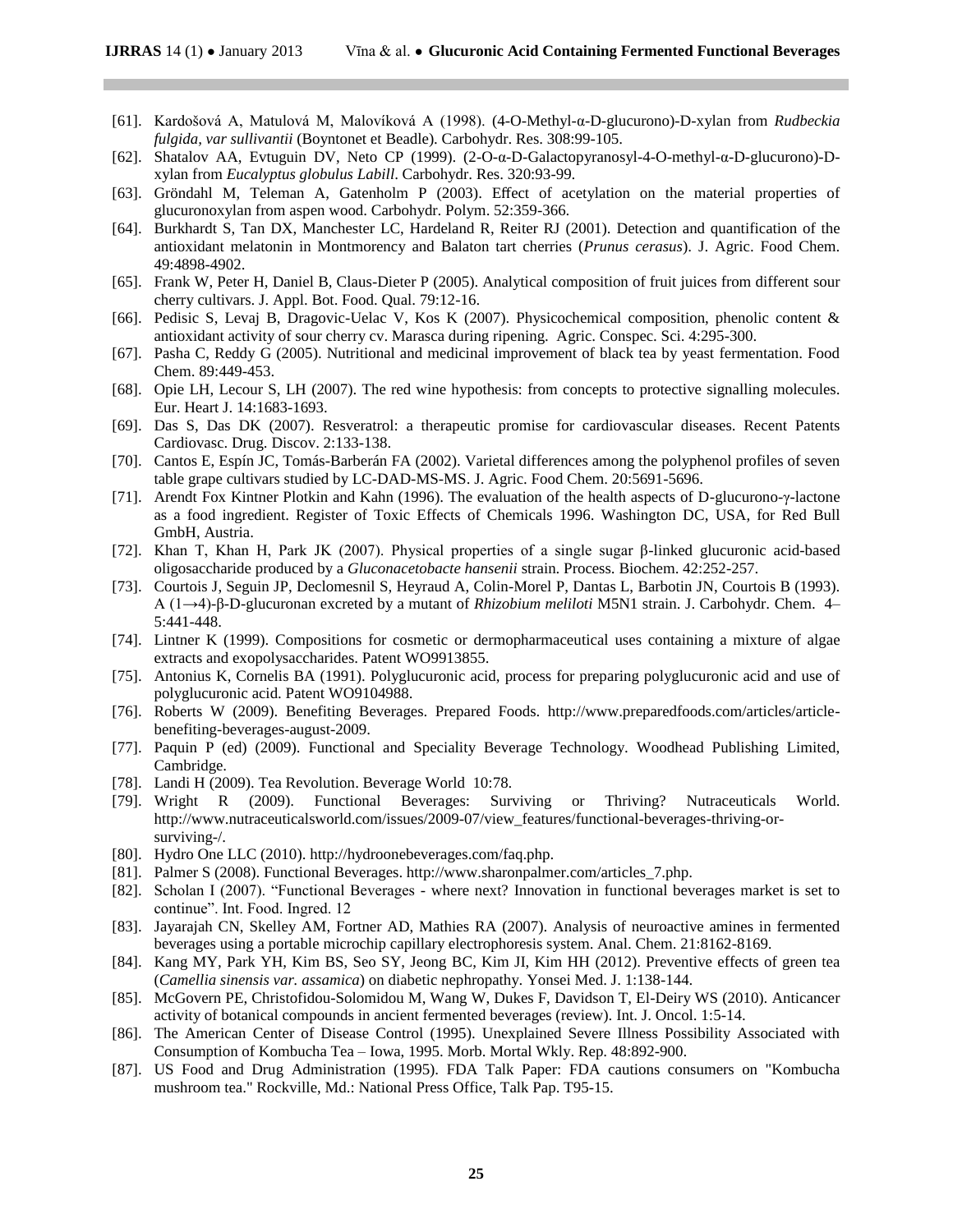[61]. Kardošová A, Matulová M, Malovíková A (1998). (4-O-Methyl-α-D-glucurono)-D-xylan from *Rudbeckia fulgida, var sullivantii* (Boyntonet et Beadle). Carbohydr. Res. 308:99-105.

[62]. Shatalov AA, Evtuguin DV, Neto CP (1999). (2-O-α-D-Galactopyranosyl-4-O-methyl-α-D-glucurono)-D-xylan from *Eucalyptus globulus Labill*. Carbohydr. Res. 320:93-99.

[63]. Gröndahl M, Teleman A, Gatenholm P (2003). Effect of acetylation on the material properties of glucuronoxylan from aspen wood. Carbohydr. Polym. 52:359-366.

[64]. Burkhardt S, Tan DX, Manchester LC, Hardeland R, Reiter RJ (2001). Detection and quantification of the antioxidant melatonin in Montmorency and Balaton tart cherries (*Prunus cerasus*). J. Agric. Food Chem. 49:4898-4902.

[65]. Frank W, Peter H, Daniel B, Claus-Dieter P (2005). Analytical composition of fruit juices from different sour cherry cultivars. J. Appl. Bot. Food. Qual. 79:12-16.

[66]. Pedisic S, Levaj B, Dragovic-Uelac V, Kos K (2007). Physicochemical composition, phenolic content & antioxidant activity of sour cherry cv. Marasca during ripening. Agric. Conspec. Sci. 4:295-300.

[67]. Pasha C, Reddy G (2005). Nutritional and medicinal improvement of black tea by yeast fermentation. Food Chem. 89:449-453.

[68]. Opie LH, Lecour S, LH (2007). The red wine hypothesis: from concepts to protective signalling molecules. Eur. Heart J. 14:1683-1693.

[69]. Das S, Das DK (2007). Resveratrol: a therapeutic promise for cardiovascular diseases. Recent Patents Cardiovasc. Drug. Discov. 2:133-138.

[70]. Cantos E, Espín JC, Tomás-Barberán FA (2002). Varietal differences among the polyphenol profiles of seven table grape cultivars studied by LC-DAD-MS-MS. J. Agric. Food Chem. 20:5691-5696.

[71]. Arendt Fox Kintner Plotkin and Kahn (1996). The evaluation of the health aspects of D-glucurono-γ-lactone as a food ingredient. Register of Toxic Effects of Chemicals 1996. Washington DC, USA, for Red Bull GmbH, Austria.

[72]. Khan T, Khan H, Park JK (2007). Physical properties of a single sugar β-linked glucuronic acid-based oligosaccharide produced by a *Gluconacetobacte hansenii* strain. Process. Biochem. 42:252-257.

[73]. Courtois J, Seguin JP, Declomesnil S, Heyraud A, Colin-Morel P, Dantas L, Barbotin JN, Courtois B (1993). A (1→4)-β-D-glucuronan excreted by a mutant of *Rhizobium meliloti* M5N1 strain. J. Carbohydr. Chem. 4–5:441-448.

[74]. Lintner K (1999). Compositions for cosmetic or dermopharmaceutical uses containing a mixture of algae extracts and exopolysaccharides. Patent WO9913855.

[75]. Antonius K, Cornelis BA (1991). Polyglucuronic acid, process for preparing polyglucuronic acid and use of polyglucuronic acid. Patent WO9104988.

[76]. Roberts W (2009). Benefiting Beverages. Prepared Foods. http://www.preparedfoods.com/articles/article-benefiting-beverages-august-2009.

[77]. Paquin P (ed) (2009). Functional and Speciality Beverage Technology. Woodhead Publishing Limited, Cambridge.

[78]. Landi H (2009). Tea Revolution. Beverage World 10:78.

[79]. Wright R (2009). Functional Beverages: Surviving or Thriving? Nutraceuticals World. http://www.nutraceuticalsworld.com/issues/2009-07/view_features/functional-beverages-thriving-or-surviving-/.

[80]. Hydro One LLC (2010). http://hydroonebeverages.com/faq.php.

[81]. Palmer S (2008). Functional Beverages. http://www.sharonpalmer.com/articles_7.php.

[82]. Scholan I (2007). "Functional Beverages - where next? Innovation in functional beverages market is set to continue". Int. Food. Ingred. 12

[83]. Jayarajah CN, Skelley AM, Fortner AD, Mathies RA (2007). Analysis of neuroactive amines in fermented beverages using a portable microchip capillary electrophoresis system. Anal. Chem. 21:8162-8169.

[84]. Kang MY, Park YH, Kim BS, Seo SY, Jeong BC, Kim JI, Kim HH (2012). Preventive effects of green tea (*Camellia sinensis var. assamica*) on diabetic nephropathy. Yonsei Med. J. 1:138-144.

[85]. McGovern PE, Christofidou-Solomidou M, Wang W, Dukes F, Davidson T, El-Deiry WS (2010). Anticancer activity of botanical compounds in ancient fermented beverages (review). Int. J. Oncol. 1:5-14.

[86]. The American Center of Disease Control (1995). Unexplained Severe Illness Possibility Associated with Consumption of Kombucha Tea – Iowa, 1995. Morb. Mortal Wkly. Rep. 48:892-900.

[87]. US Food and Drug Administration (1995). FDA Talk Paper: FDA cautions consumers on "Kombucha mushroom tea." Rockville, Md.: National Press Office, Talk Pap. T95-15.